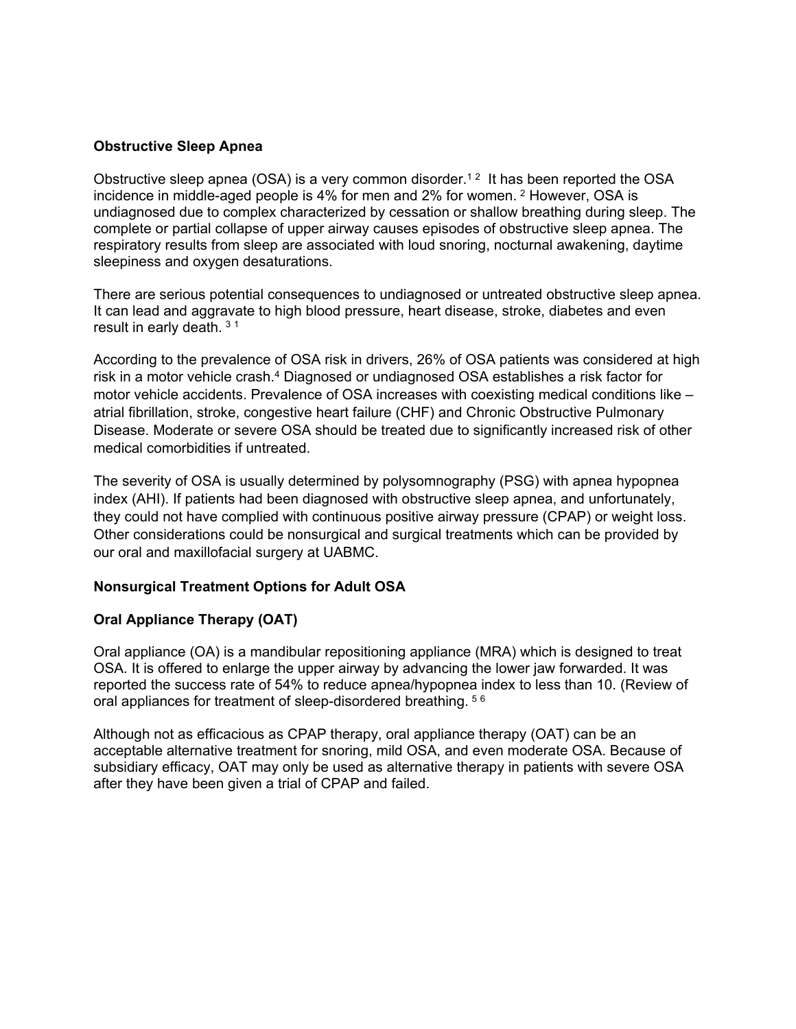**Obstructive Sleep Apnea**

Obstructive sleep apnea (OSA) is a very common disorder.[1 2] It has been reported the OSA incidence in middle-aged people is 4% for men and 2% for women. [2] However, OSA is undiagnosed due to complex characterized by cessation or shallow breathing during sleep. The complete or partial collapse of upper airway causes episodes of obstructive sleep apnea. The respiratory results from sleep are associated with loud snoring, nocturnal awakening, daytime sleepiness and oxygen desaturations.

There are serious potential consequences to undiagnosed or untreated obstructive sleep apnea. It can lead and aggravate to high blood pressure, heart disease, stroke, diabetes and even result in early death. [3 1]

According to the prevalence of OSA risk in drivers, 26% of OSA patients was considered at high risk in a motor vehicle crash.[4] Diagnosed or undiagnosed OSA establishes a risk factor for motor vehicle accidents. Prevalence of OSA increases with coexisting medical conditions like – atrial fibrillation, stroke, congestive heart failure (CHF) and Chronic Obstructive Pulmonary Disease. Moderate or severe OSA should be treated due to significantly increased risk of other medical comorbidities if untreated.

The severity of OSA is usually determined by polysomnography (PSG) with apnea hypopnea index (AHI). If patients had been diagnosed with obstructive sleep apnea, and unfortunately, they could not have complied with continuous positive airway pressure (CPAP) or weight loss. Other considerations could be nonsurgical and surgical treatments which can be provided by our oral and maxillofacial surgery at UABMC.

**Nonsurgical Treatment Options for Adult OSA**

**Oral Appliance Therapy (OAT)**

Oral appliance (OA) is a mandibular repositioning appliance (MRA) which is designed to treat OSA. It is offered to enlarge the upper airway by advancing the lower jaw forwarded. It was reported the success rate of 54% to reduce apnea/hypopnea index to less than 10. (Review of oral appliances for treatment of sleep-disordered breathing. [5 6]

Although not as efficacious as CPAP therapy, oral appliance therapy (OAT) can be an acceptable alternative treatment for snoring, mild OSA, and even moderate OSA. Because of subsidiary efficacy, OAT may only be used as alternative therapy in patients with severe OSA after they have been given a trial of CPAP and failed.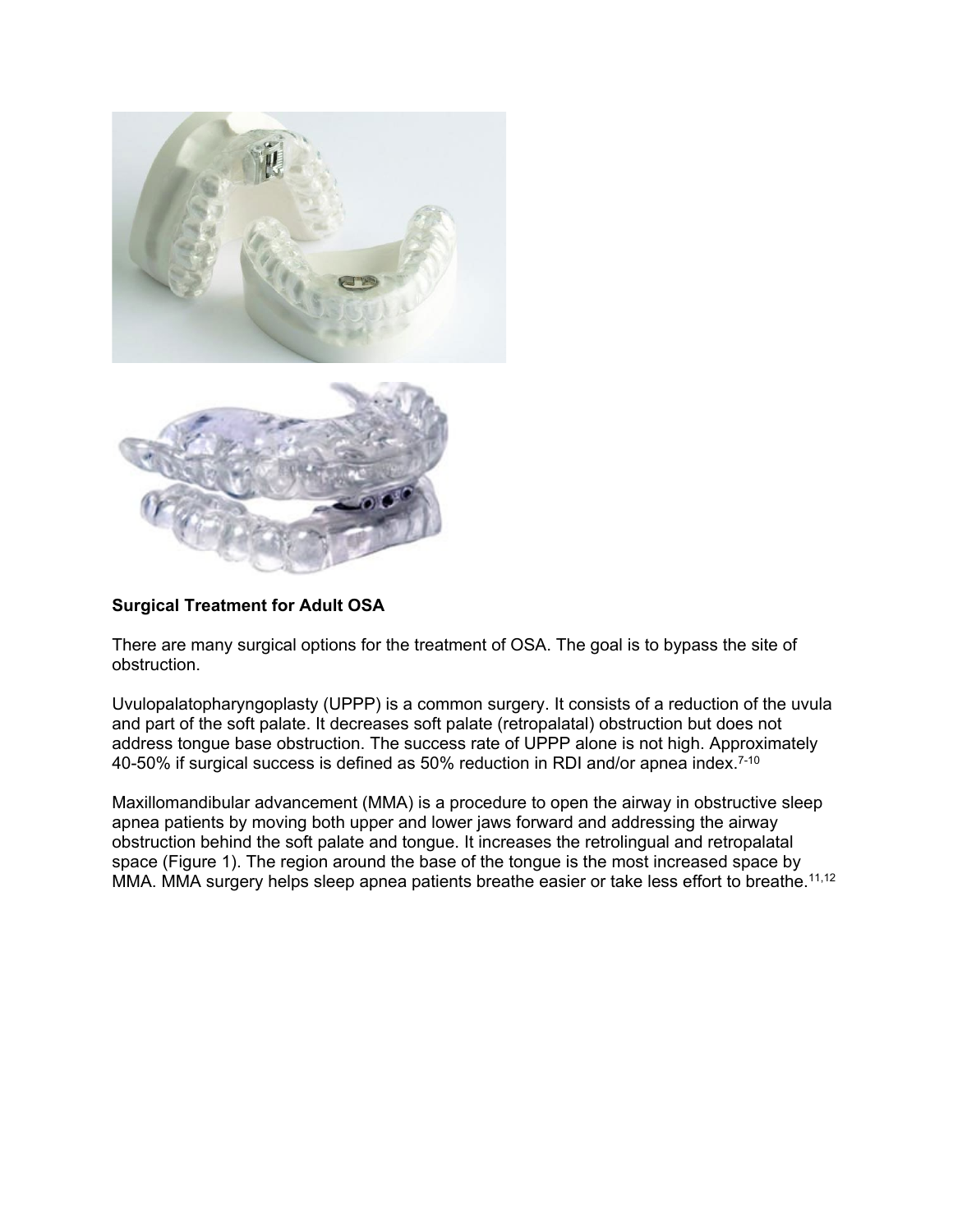**Surgical Treatment for Adult OSA**

There are many surgical options for the treatment of OSA. The goal is to bypass the site of obstruction.

Uvulopalatopharyngoplasty (UPPP) is a common surgery. It consists of a reduction of the uvula and part of the soft palate. It decreases soft palate (retropalatal) obstruction but does not address tongue base obstruction. The success rate of UPPP alone is not high. Approximately 40-50% if surgical success is defined as 50% reduction in RDI and/or apnea index.[7-10]

Maxillomandibular advancement (MMA) is a procedure to open the airway in obstructive sleep apnea patients by moving both upper and lower jaws forward and addressing the airway obstruction behind the soft palate and tongue. It increases the retrolingual and retropalatal space (Figure 1). The region around the base of the tongue is the most increased space by MMA. MMA surgery helps sleep apnea patients breathe easier or take less effort to breathe.[11,12]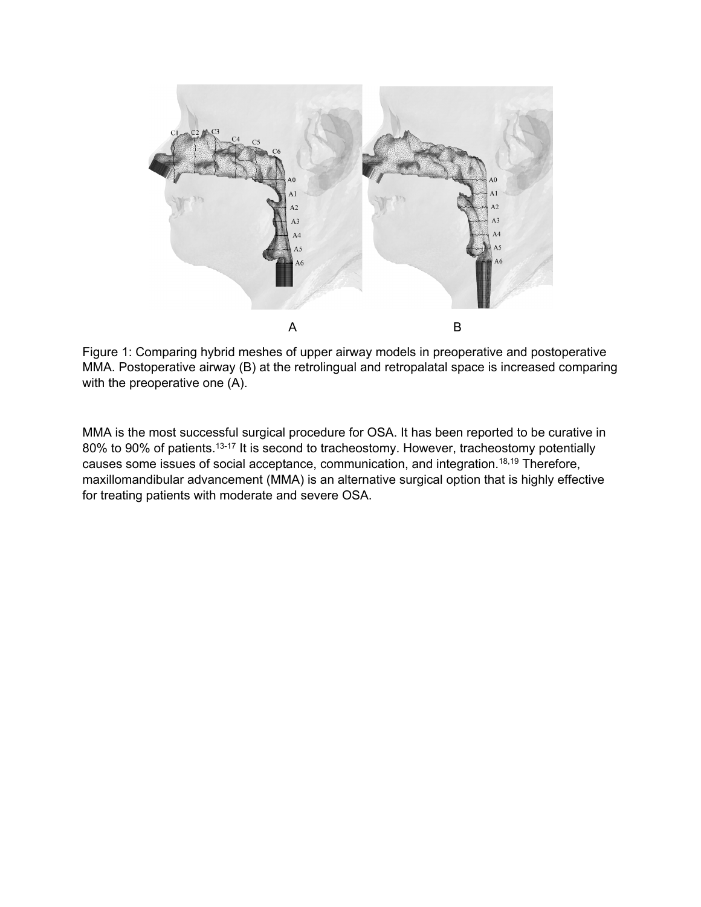Figure 1: Comparing hybrid meshes of upper airway models in preoperative and postoperative MMA. Postoperative airway (B) at the retrolingual and retropalatal space is increased comparing with the preoperative one (A).

MMA is the most successful surgical procedure for OSA. It has been reported to be curative in 80% to 90% of patients.[13-17] It is second to tracheostomy. However, tracheostomy potentially causes some issues of social acceptance, communication, and integration.[18,19] Therefore, maxillomandibular advancement (MMA) is an alternative surgical option that is highly effective for treating patients with moderate and severe OSA.